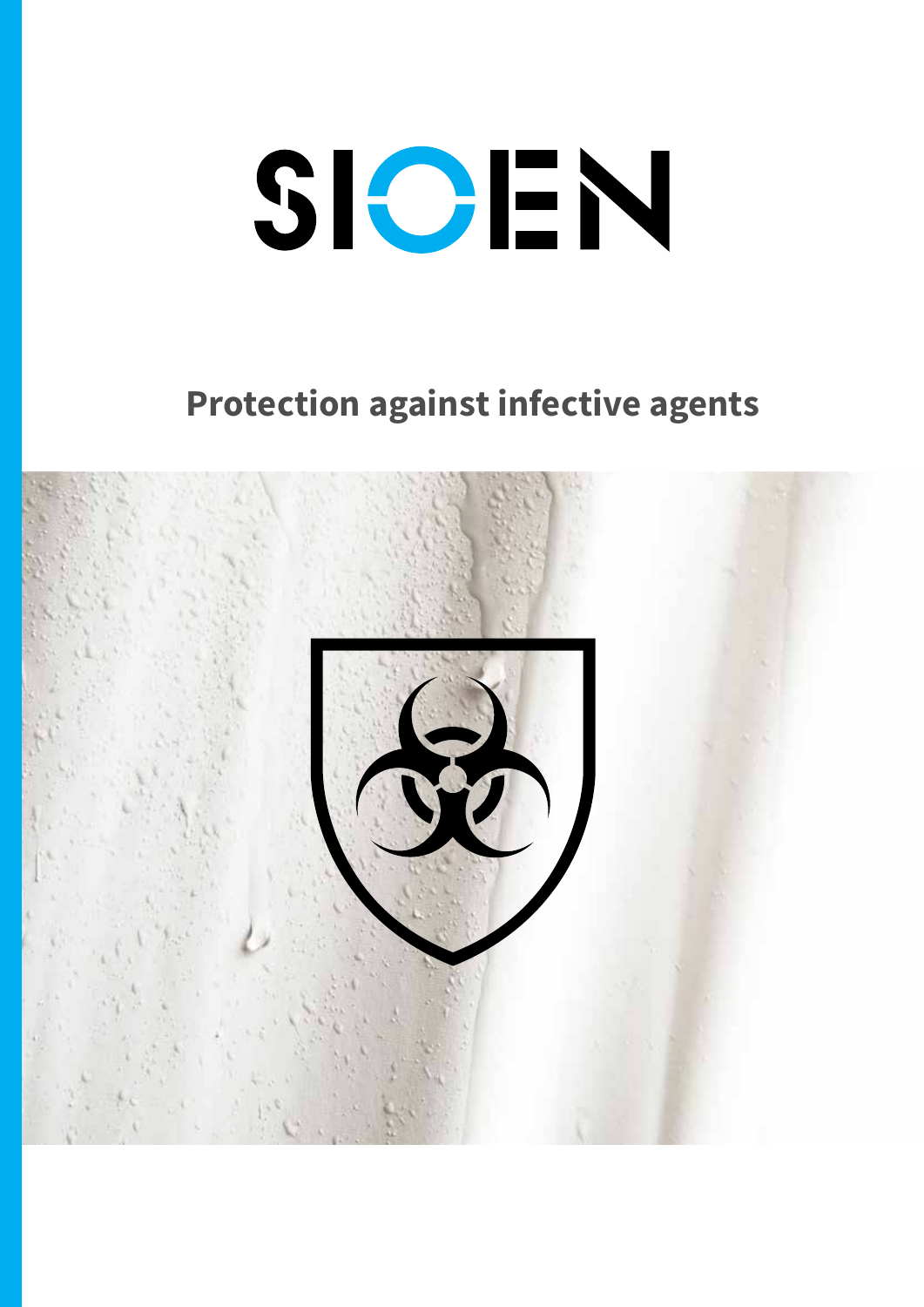# SIOEN

## Protection against infective agents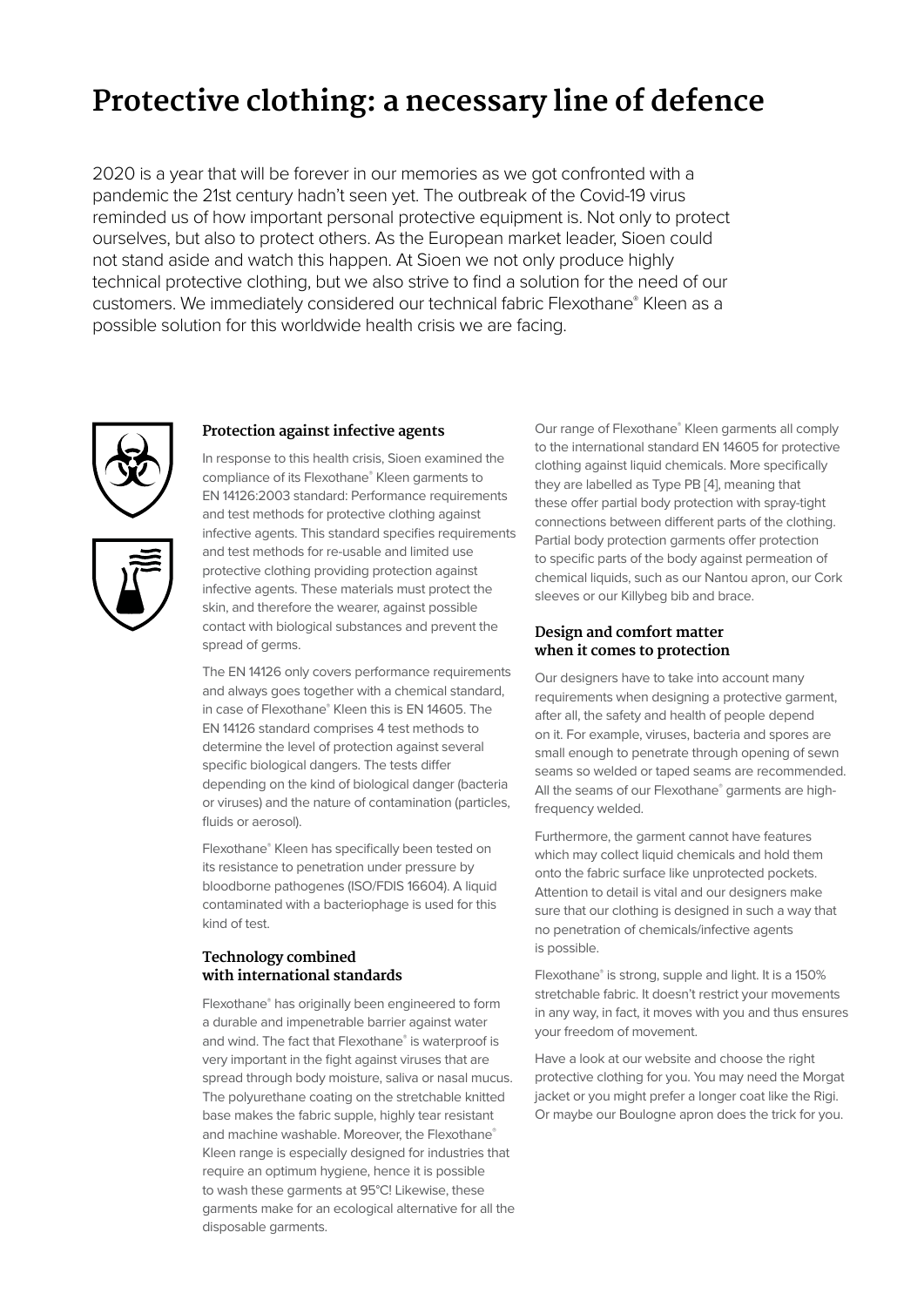# Protective clothing: a necessary line of defence

2020 is a year that will be forever in our memories as we got confronted with a pandemic the 21st century hadn't seen yet. The outbreak of the Covid-19 virus reminded us of how important personal protective equipment is. Not only to protect ourselves, but also to protect others. As the European market leader, Sioen could not stand aside and watch this happen. At Sioen we not only produce highly technical protective clothing, but we also strive to find a solution for the need of our customers. We immediately considered our technical fabric Flexothane® Kleen as a possible solution for this worldwide health crisis we are facing.

### Protection against infective agents

In response to this health crisis, Sioen examined the compliance of its Flexothane® Kleen garments to EN 14126:2003 standard: Performance requirements and test methods for protective clothing against infective agents. This standard specifies requirements and test methods for re-usable and limited use protective clothing providing protection against infective agents. These materials must protect the skin, and therefore the wearer, against possible contact with biological substances and prevent the spread of germs.

The EN 14126 only covers performance requirements and always goes together with a chemical standard, in case of Flexothane® Kleen this is EN 14605. The EN 14126 standard comprises 4 test methods to determine the level of protection against several specific biological dangers. The tests differ depending on the kind of biological danger (bacteria or viruses) and the nature of contamination (particles, fluids or aerosol).

Flexothane® Kleen has specifically been tested on its resistance to penetration under pressure by bloodborne pathogenes (ISO/FDIS 16604). A liquid contaminated with a bacteriophage is used for this kind of test.

### Technology combined with international standards

Flexothane® has originally been engineered to form a durable and impenetrable barrier against water and wind. The fact that Flexothane® is waterproof is very important in the fight against viruses that are spread through body moisture, saliva or nasal mucus. The polyurethane coating on the stretchable knitted base makes the fabric supple, highly tear resistant and machine washable. Moreover, the Flexothane® Kleen range is especially designed for industries that require an optimum hygiene, hence it is possible to wash these garments at 95°C! Likewise, these garments make for an ecological alternative for all the disposable garments.

Our range of Flexothane® Kleen garments all comply to the international standard EN 14605 for protective clothing against liquid chemicals. More specifically they are labelled as Type PB [4], meaning that these offer partial body protection with spray-tight connections between different parts of the clothing. Partial body protection garments offer protection to specific parts of the body against permeation of chemical liquids, such as our Nantou apron, our Cork sleeves or our Killybeg bib and brace.

### Design and comfort matter when it comes to protection

Our designers have to take into account many requirements when designing a protective garment, after all, the safety and health of people depend on it. For example, viruses, bacteria and spores are small enough to penetrate through opening of sewn seams so welded or taped seams are recommended. All the seams of our Flexothane® garments are high-frequency welded.

Furthermore, the garment cannot have features which may collect liquid chemicals and hold them onto the fabric surface like unprotected pockets. Attention to detail is vital and our designers make sure that our clothing is designed in such a way that no penetration of chemicals/infective agents is possible.

Flexothane® is strong, supple and light. It is a 150% stretchable fabric. It doesn't restrict your movements in any way, in fact, it moves with you and thus ensures your freedom of movement.

Have a look at our website and choose the right protective clothing for you. You may need the Morgat jacket or you might prefer a longer coat like the Rigi. Or maybe our Boulogne apron does the trick for you.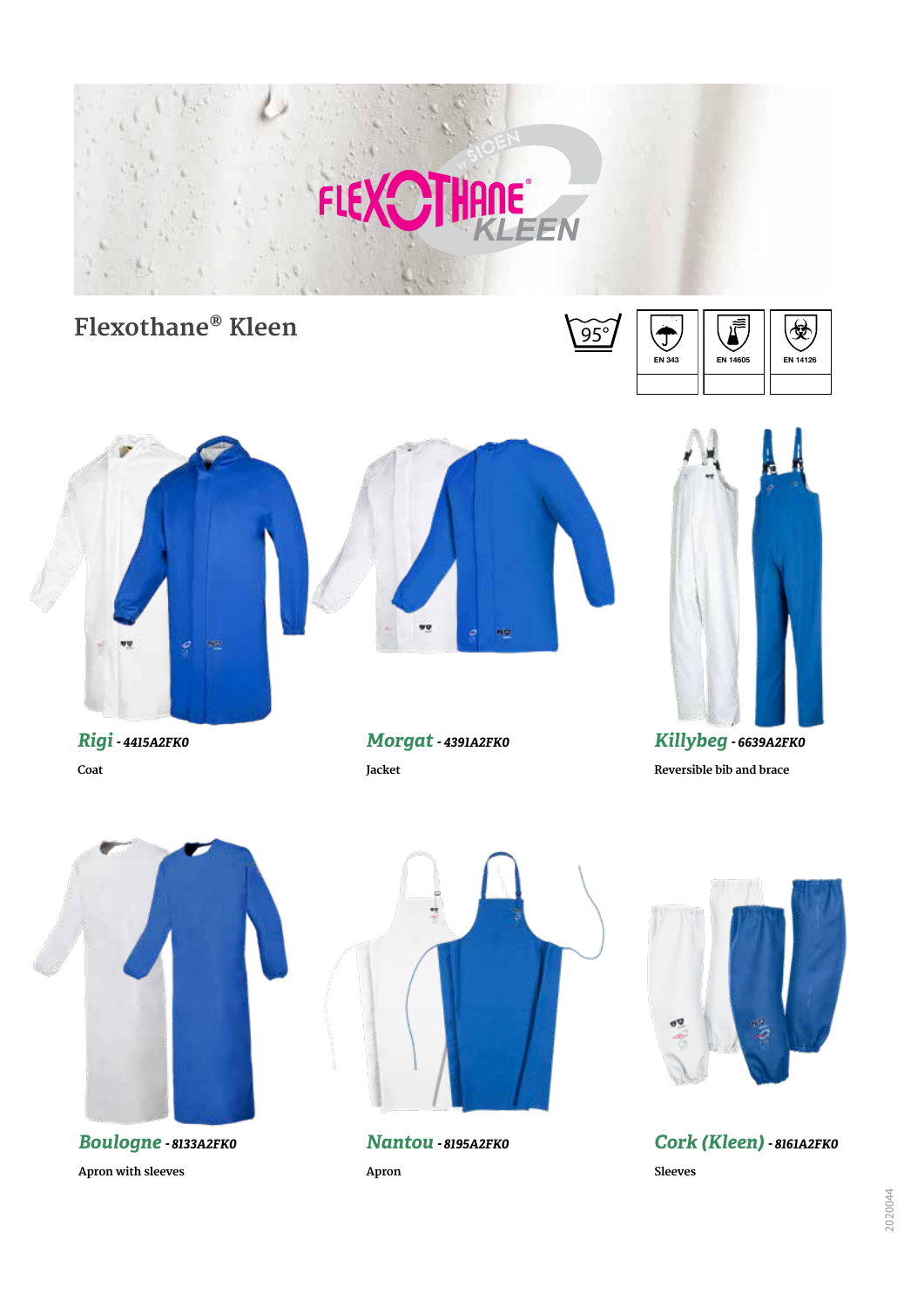# Flexothane® Kleen

95°

EN 343 | EN 14605 | EN 14126

***Rigi*** - ***4415A2FK0***

Coat

***Morgat*** - ***4391A2FK0***

Jacket

***Killybeg*** - ***6639A2FK0***

Reversible bib and brace

***Boulogne*** - ***8133A2FK0***

Apron with sleeves

***Nantou*** - ***8195A2FK0***

Apron

***Cork (Kleen)*** - ***8161A2FK0***

Sleeves

2020044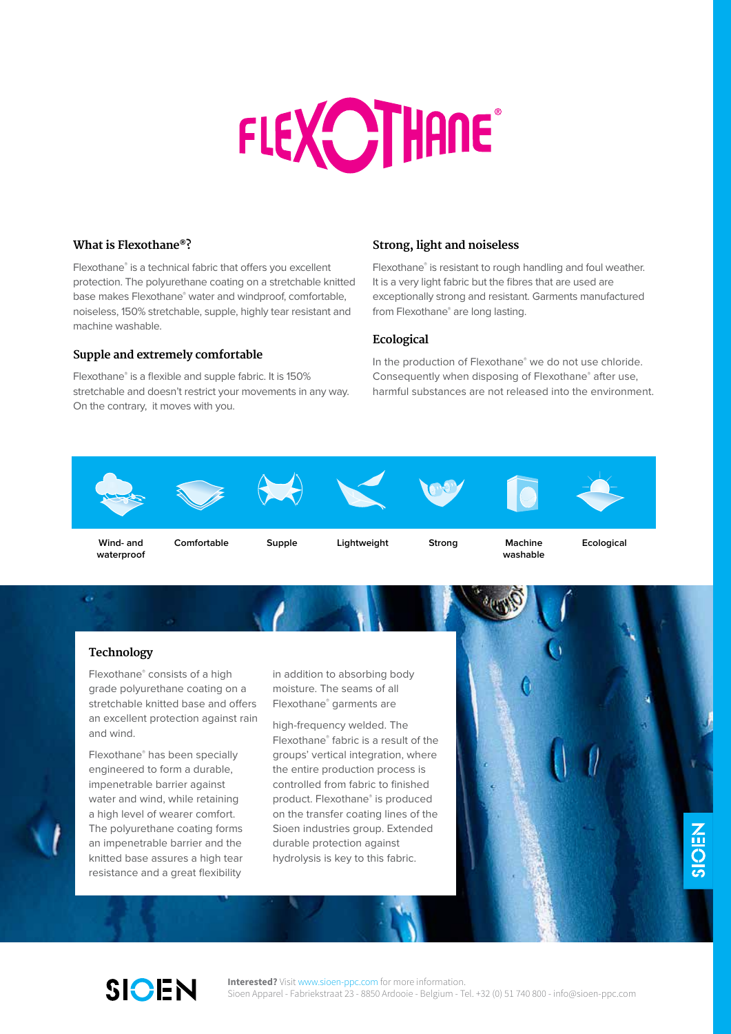# FLEXOTHANE®

## What is Flexothane®?

Flexothane® is a technical fabric that offers you excellent protection. The polyurethane coating on a stretchable knitted base makes Flexothane® water and windproof, comfortable, noiseless, 150% stretchable, supple, highly tear resistant and machine washable.

## Supple and extremely comfortable

Flexothane® is a flexible and supple fabric. It is 150% stretchable and doesn't restrict your movements in any way. On the contrary, it moves with you.

## Strong, light and noiseless

Flexothane® is resistant to rough handling and foul weather. It is a very light fabric but the fibres that are used are exceptionally strong and resistant. Garments manufactured from Flexothane® are long lasting.

## Ecological

In the production of Flexothane® we do not use chloride. Consequently when disposing of Flexothane® after use, harmful substances are not released into the environment.

Wind- and waterproof

Comfortable

Supple

Lightweight

Strong

Machine washable

Ecological

## Technology

Flexothane® consists of a high grade polyurethane coating on a stretchable knitted base and offers an excellent protection against rain and wind.

Flexothane® has been specially engineered to form a durable, impenetrable barrier against water and wind, while retaining a high level of wearer comfort. The polyurethane coating forms an impenetrable barrier and the knitted base assures a high tear resistance and a great flexibility in addition to absorbing body moisture. The seams of all Flexothane® garments are

high-frequency welded. The Flexothane® fabric is a result of the groups' vertical integration, where the entire production process is controlled from fabric to finished product. Flexothane® is produced on the transfer coating lines of the Sioen industries group. Extended durable protection against hydrolysis is key to this fabric.

SIOEN

**Interested?** Visit www.sioen-ppc.com for more information.
Sioen Apparel - Fabriekstraat 23 - 8850 Ardooie - Belgium - Tel. +32 (0) 51 740 800 - info@sioen-ppc.com